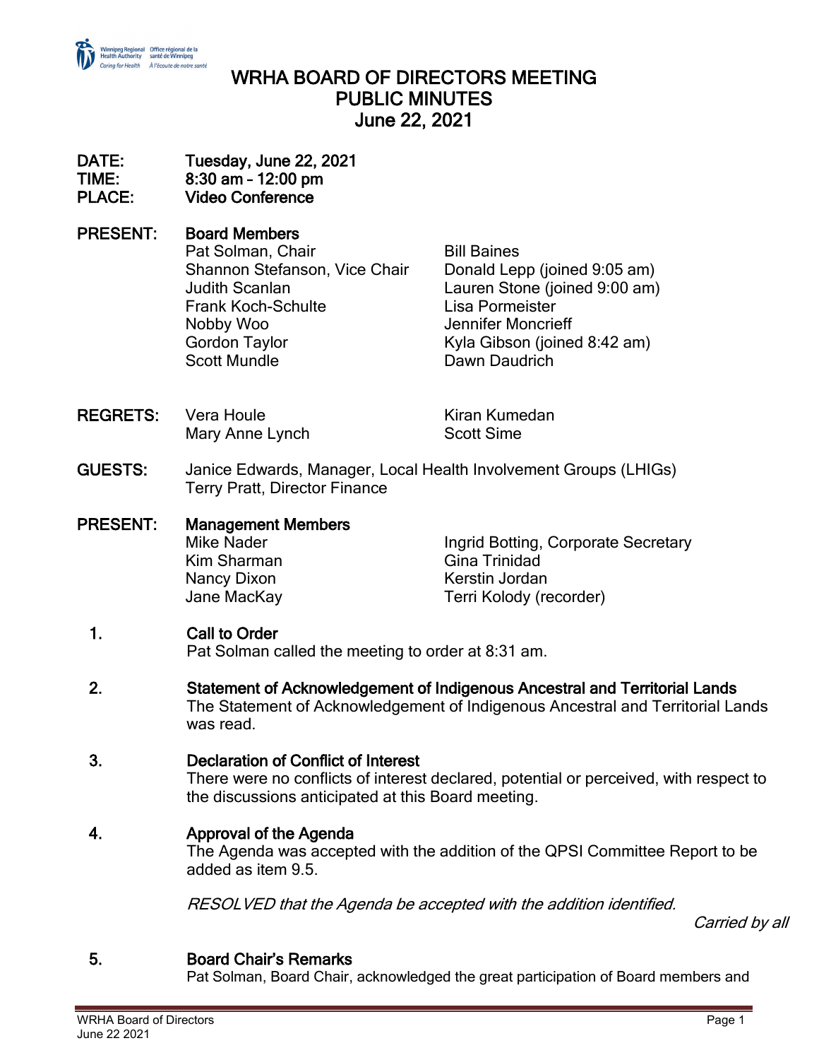# WRHA BOARD OF DIRECTORS MEETING
# PUBLIC MINUTES
# June 22, 2021

**DATE:** Tuesday, June 22, 2021
**TIME:** 8:30 am – 12:00 pm
**PLACE:** Video Conference

**PRESENT:** **Board Members**

| | |
|---|---|
| Pat Solman, Chair | Bill Baines |
| Shannon Stefanson, Vice Chair | Donald Lepp (joined 9:05 am) |
| Judith Scanlan | Lauren Stone (joined 9:00 am) |
| Frank Koch-Schulte | Lisa Pormeister |
| Nobby Woo | Jennifer Moncrieff |
| Gordon Taylor | Kyla Gibson (joined 8:42 am) |
| Scott Mundle | Dawn Daudrich |

**REGRETS:**

| | |
|---|---|
| Vera Houle | Kiran Kumedan |
| Mary Anne Lynch | Scott Sime |

**GUESTS:** Janice Edwards, Manager, Local Health Involvement Groups (LHIGs)
Terry Pratt, Director Finance

**PRESENT:** **Management Members**

| | |
|---|---|
| Mike Nader | Ingrid Botting, Corporate Secretary |
| Kim Sharman | Gina Trinidad |
| Nancy Dixon | Kerstin Jordan |
| Jane MacKay | Terri Kolody (recorder) |

## 1. Call to Order

Pat Solman called the meeting to order at 8:31 am.

## 2. Statement of Acknowledgement of Indigenous Ancestral and Territorial Lands

The Statement of Acknowledgement of Indigenous Ancestral and Territorial Lands was read.

## 3. Declaration of Conflict of Interest

There were no conflicts of interest declared, potential or perceived, with respect to the discussions anticipated at this Board meeting.

## 4. Approval of the Agenda

The Agenda was accepted with the addition of the QPSI Committee Report to be added as item 9.5.

*RESOLVED that the Agenda be accepted with the addition identified.*

*Carried by all*

## 5. Board Chair's Remarks

Pat Solman, Board Chair, acknowledged the great participation of Board members and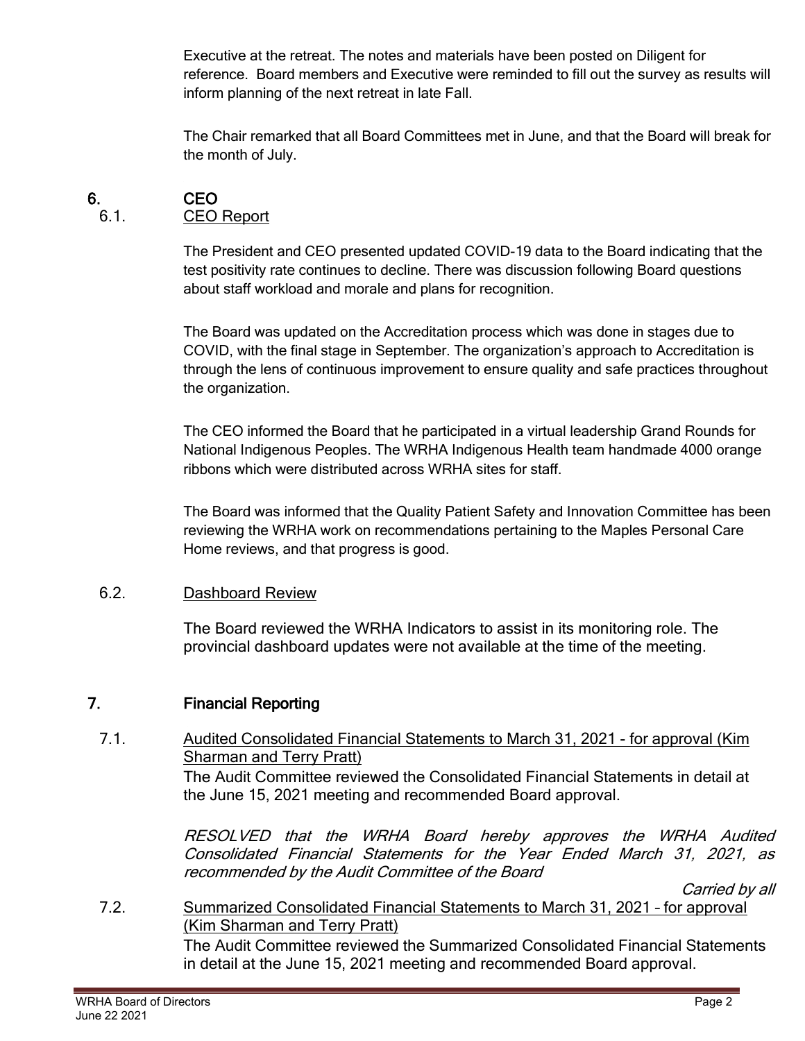Executive at the retreat. The notes and materials have been posted on Diligent for reference. Board members and Executive were reminded to fill out the survey as results will inform planning of the next retreat in late Fall.

The Chair remarked that all Board Committees met in June, and that the Board will break for the month of July.

## 6. CEO

### 6.1. CEO Report

The President and CEO presented updated COVID-19 data to the Board indicating that the test positivity rate continues to decline. There was discussion following Board questions about staff workload and morale and plans for recognition.

The Board was updated on the Accreditation process which was done in stages due to COVID, with the final stage in September. The organization's approach to Accreditation is through the lens of continuous improvement to ensure quality and safe practices throughout the organization.

The CEO informed the Board that he participated in a virtual leadership Grand Rounds for National Indigenous Peoples. The WRHA Indigenous Health team handmade 4000 orange ribbons which were distributed across WRHA sites for staff.

The Board was informed that the Quality Patient Safety and Innovation Committee has been reviewing the WRHA work on recommendations pertaining to the Maples Personal Care Home reviews, and that progress is good.

### 6.2. Dashboard Review

The Board reviewed the WRHA Indicators to assist in its monitoring role. The provincial dashboard updates were not available at the time of the meeting.

## 7. Financial Reporting

### 7.1. Audited Consolidated Financial Statements to March 31, 2021 - for approval (Kim Sharman and Terry Pratt)

The Audit Committee reviewed the Consolidated Financial Statements in detail at the June 15, 2021 meeting and recommended Board approval.

*RESOLVED that the WRHA Board hereby approves the WRHA Audited Consolidated Financial Statements for the Year Ended March 31, 2021, as recommended by the Audit Committee of the Board*

*Carried by all*

### 7.2. Summarized Consolidated Financial Statements to March 31, 2021 – for approval (Kim Sharman and Terry Pratt)

The Audit Committee reviewed the Summarized Consolidated Financial Statements in detail at the June 15, 2021 meeting and recommended Board approval.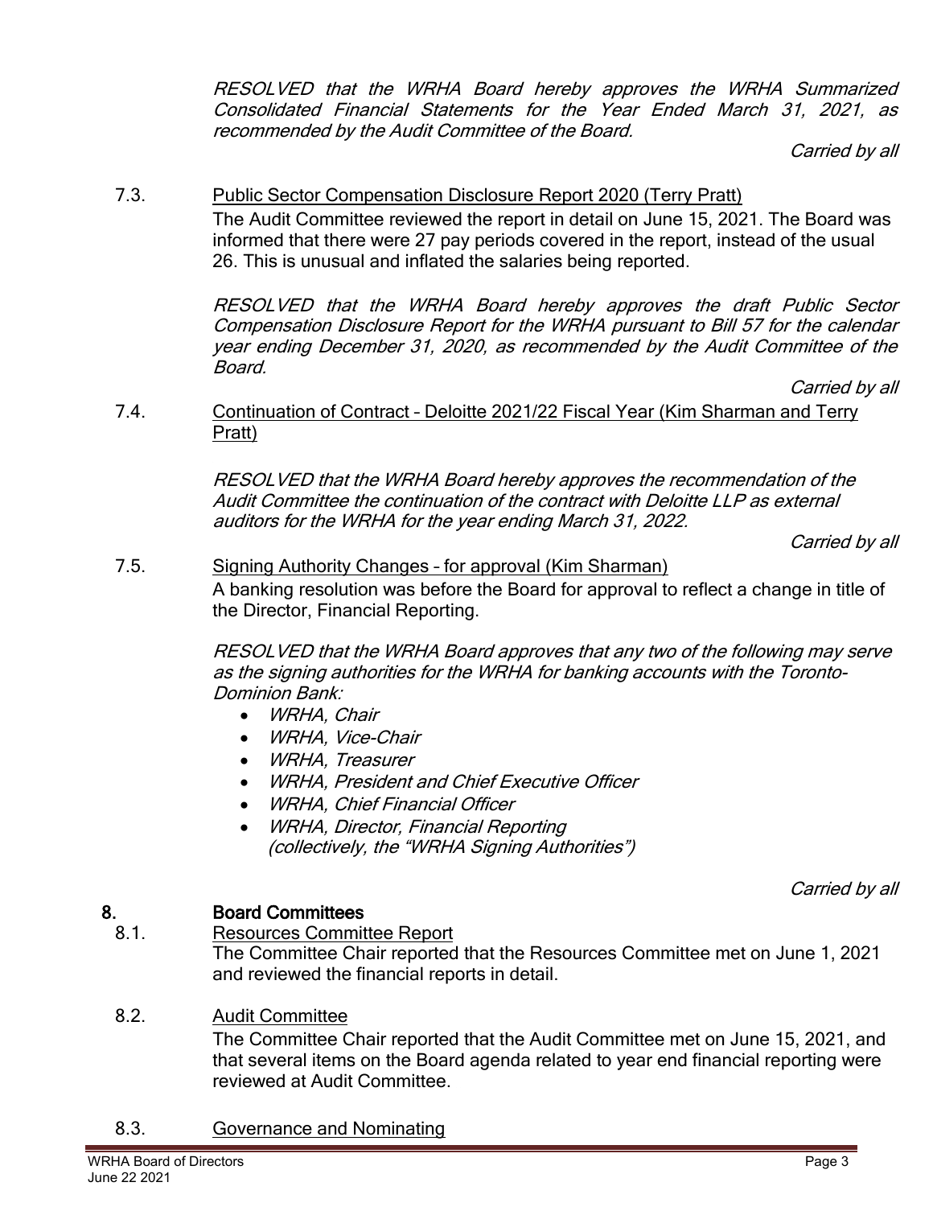*RESOLVED that the WRHA Board hereby approves the WRHA Summarized Consolidated Financial Statements for the Year Ended March 31, 2021, as recommended by the Audit Committee of the Board.*

*Carried by all*

7.3. Public Sector Compensation Disclosure Report 2020 (Terry Pratt)

The Audit Committee reviewed the report in detail on June 15, 2021. The Board was informed that there were 27 pay periods covered in the report, instead of the usual 26. This is unusual and inflated the salaries being reported.

*RESOLVED that the WRHA Board hereby approves the draft Public Sector Compensation Disclosure Report for the WRHA pursuant to Bill 57 for the calendar year ending December 31, 2020, as recommended by the Audit Committee of the Board.*

*Carried by all*

7.4. Continuation of Contract – Deloitte 2021/22 Fiscal Year (Kim Sharman and Terry Pratt)

*RESOLVED that the WRHA Board hereby approves the recommendation of the Audit Committee the continuation of the contract with Deloitte LLP as external auditors for the WRHA for the year ending March 31, 2022.*

*Carried by all*

7.5. Signing Authority Changes – for approval (Kim Sharman)

A banking resolution was before the Board for approval to reflect a change in title of the Director, Financial Reporting.

*RESOLVED that the WRHA Board approves that any two of the following may serve as the signing authorities for the WRHA for banking accounts with the Toronto-Dominion Bank:*

- *WRHA, Chair*
- *WRHA, Vice-Chair*
- *WRHA, Treasurer*
- *WRHA, President and Chief Executive Officer*
- *WRHA, Chief Financial Officer*
- *WRHA, Director, Financial Reporting*
  *(collectively, the "WRHA Signing Authorities")*

*Carried by all*

## 8. Board Committees

8.1. Resources Committee Report

The Committee Chair reported that the Resources Committee met on June 1, 2021 and reviewed the financial reports in detail.

8.2. Audit Committee

The Committee Chair reported that the Audit Committee met on June 15, 2021, and that several items on the Board agenda related to year end financial reporting were reviewed at Audit Committee.

8.3. Governance and Nominating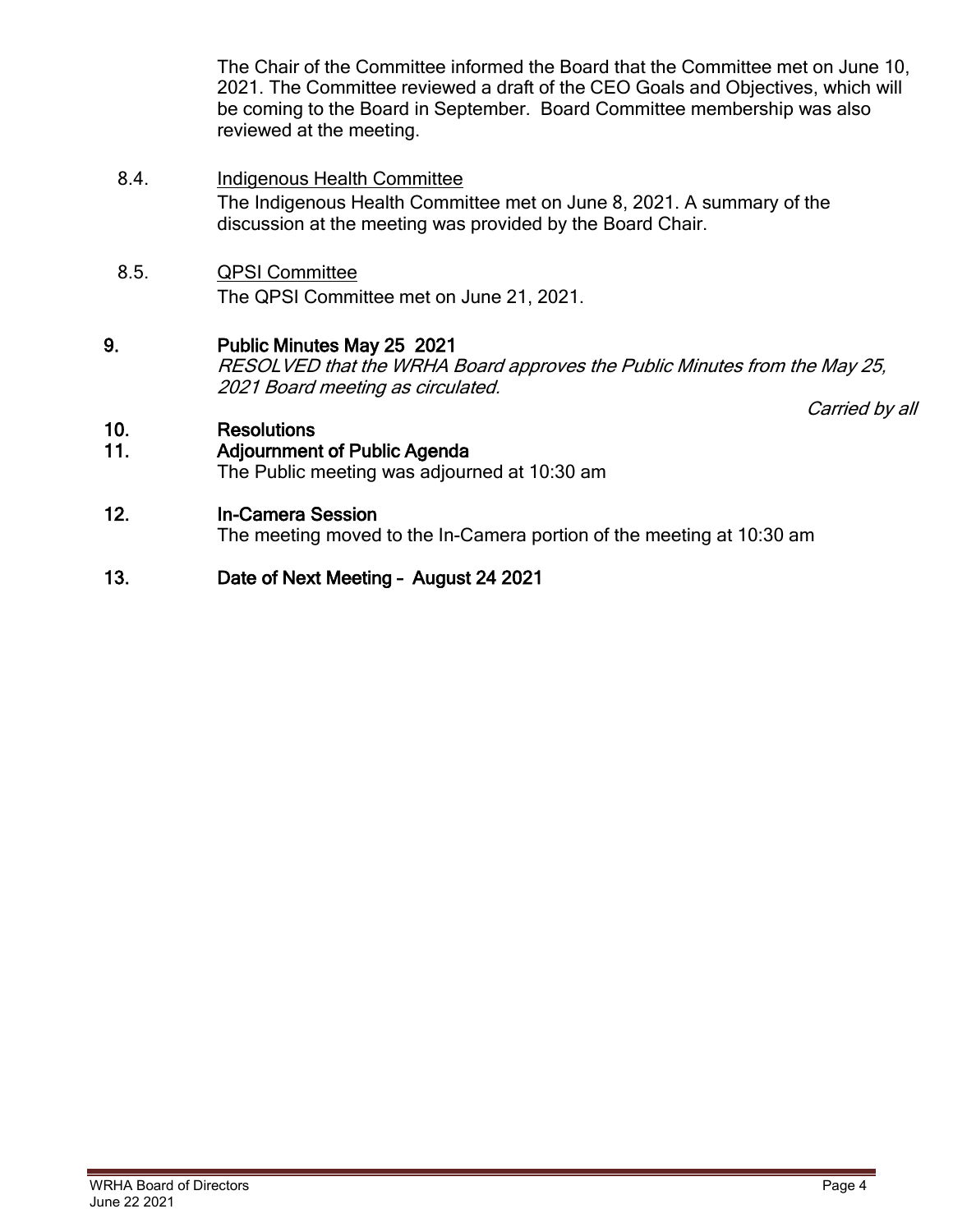The Chair of the Committee informed the Board that the Committee met on June 10, 2021. The Committee reviewed a draft of the CEO Goals and Objectives, which will be coming to the Board in September. Board Committee membership was also reviewed at the meeting.

8.4. Indigenous Health Committee

The Indigenous Health Committee met on June 8, 2021. A summary of the discussion at the meeting was provided by the Board Chair.

8.5. QPSI Committee

The QPSI Committee met on June 21, 2021.

**9. Public Minutes May 25 2021**

*RESOLVED that the WRHA Board approves the Public Minutes from the May 25, 2021 Board meeting as circulated.*

*Carried by all*

**10. Resolutions**

**11. Adjournment of Public Agenda**

The Public meeting was adjourned at 10:30 am

**12. In-Camera Session**

The meeting moved to the In-Camera portion of the meeting at 10:30 am

**13. Date of Next Meeting – August 24 2021**